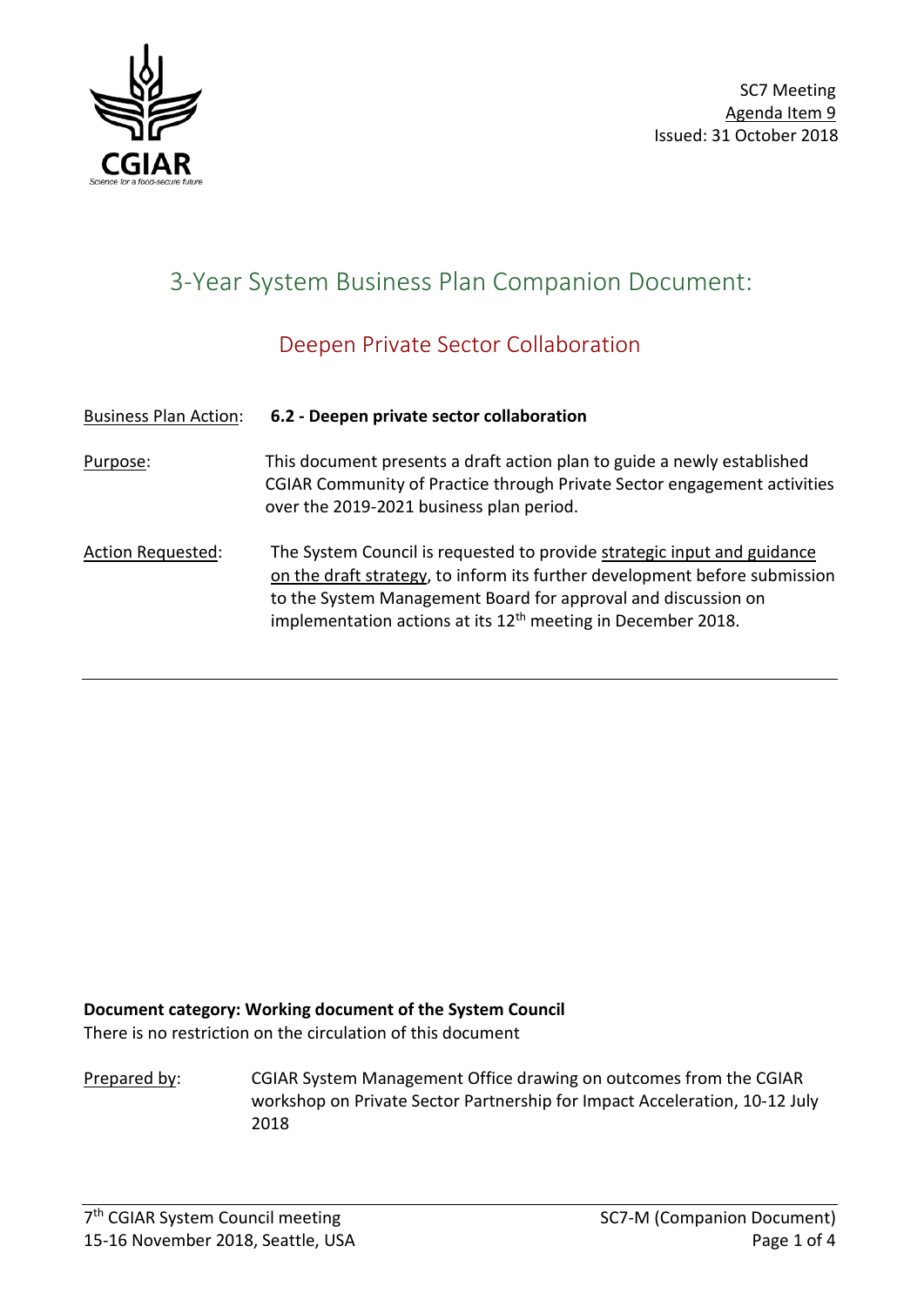SC7 Meeting
Agenda Item 9
Issued: 31 October 2018

# 3-Year System Business Plan Companion Document:

## Deepen Private Sector Collaboration

Business Plan Action: **6.2 - Deepen private sector collaboration**

Purpose: This document presents a draft action plan to guide a newly established CGIAR Community of Practice through Private Sector engagement activities over the 2019-2021 business plan period.

Action Requested: The System Council is requested to provide strategic input and guidance on the draft strategy, to inform its further development before submission to the System Management Board for approval and discussion on implementation actions at its 12th meeting in December 2018.

---

**Document category: Working document of the System Council**
There is no restriction on the circulation of this document

Prepared by: CGIAR System Management Office drawing on outcomes from the CGIAR workshop on Private Sector Partnership for Impact Acceleration, 10-12 July 2018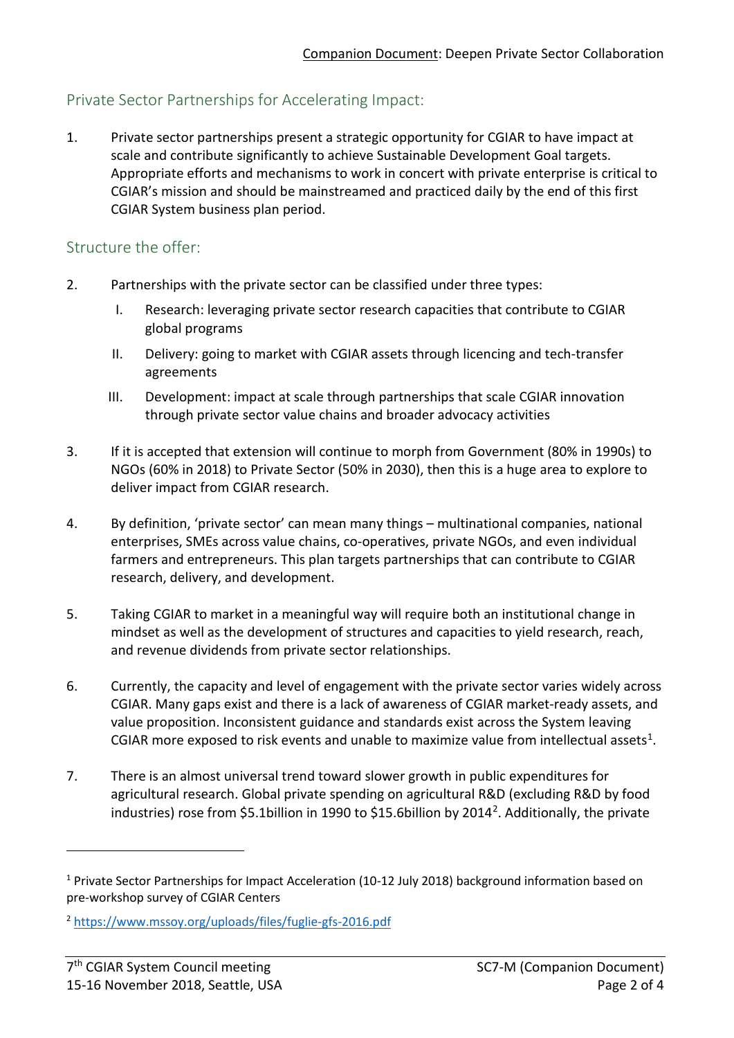## Private Sector Partnerships for Accelerating Impact:

1. Private sector partnerships present a strategic opportunity for CGIAR to have impact at scale and contribute significantly to achieve Sustainable Development Goal targets. Appropriate efforts and mechanisms to work in concert with private enterprise is critical to CGIAR's mission and should be mainstreamed and practiced daily by the end of this first CGIAR System business plan period.

## Structure the offer:

2. Partnerships with the private sector can be classified under three types:
   - I. Research: leveraging private sector research capacities that contribute to CGIAR global programs
   - II. Delivery: going to market with CGIAR assets through licencing and tech-transfer agreements
   - III. Development: impact at scale through partnerships that scale CGIAR innovation through private sector value chains and broader advocacy activities

3. If it is accepted that extension will continue to morph from Government (80% in 1990s) to NGOs (60% in 2018) to Private Sector (50% in 2030), then this is a huge area to explore to deliver impact from CGIAR research.

4. By definition, 'private sector' can mean many things – multinational companies, national enterprises, SMEs across value chains, co-operatives, private NGOs, and even individual farmers and entrepreneurs. This plan targets partnerships that can contribute to CGIAR research, delivery, and development.

5. Taking CGIAR to market in a meaningful way will require both an institutional change in mindset as well as the development of structures and capacities to yield research, reach, and revenue dividends from private sector relationships.

6. Currently, the capacity and level of engagement with the private sector varies widely across CGIAR. Many gaps exist and there is a lack of awareness of CGIAR market-ready assets, and value proposition. Inconsistent guidance and standards exist across the System leaving CGIAR more exposed to risk events and unable to maximize value from intellectual assets[1].

7. There is an almost universal trend toward slower growth in public expenditures for agricultural research. Global private spending on agricultural R&D (excluding R&D by food industries) rose from $5.1billion in 1990 to $15.6billion by 2014[2]. Additionally, the private

---

[1] Private Sector Partnerships for Impact Acceleration (10-12 July 2018) background information based on pre-workshop survey of CGIAR Centers

[2] https://www.mssoy.org/uploads/files/fuglie-gfs-2016.pdf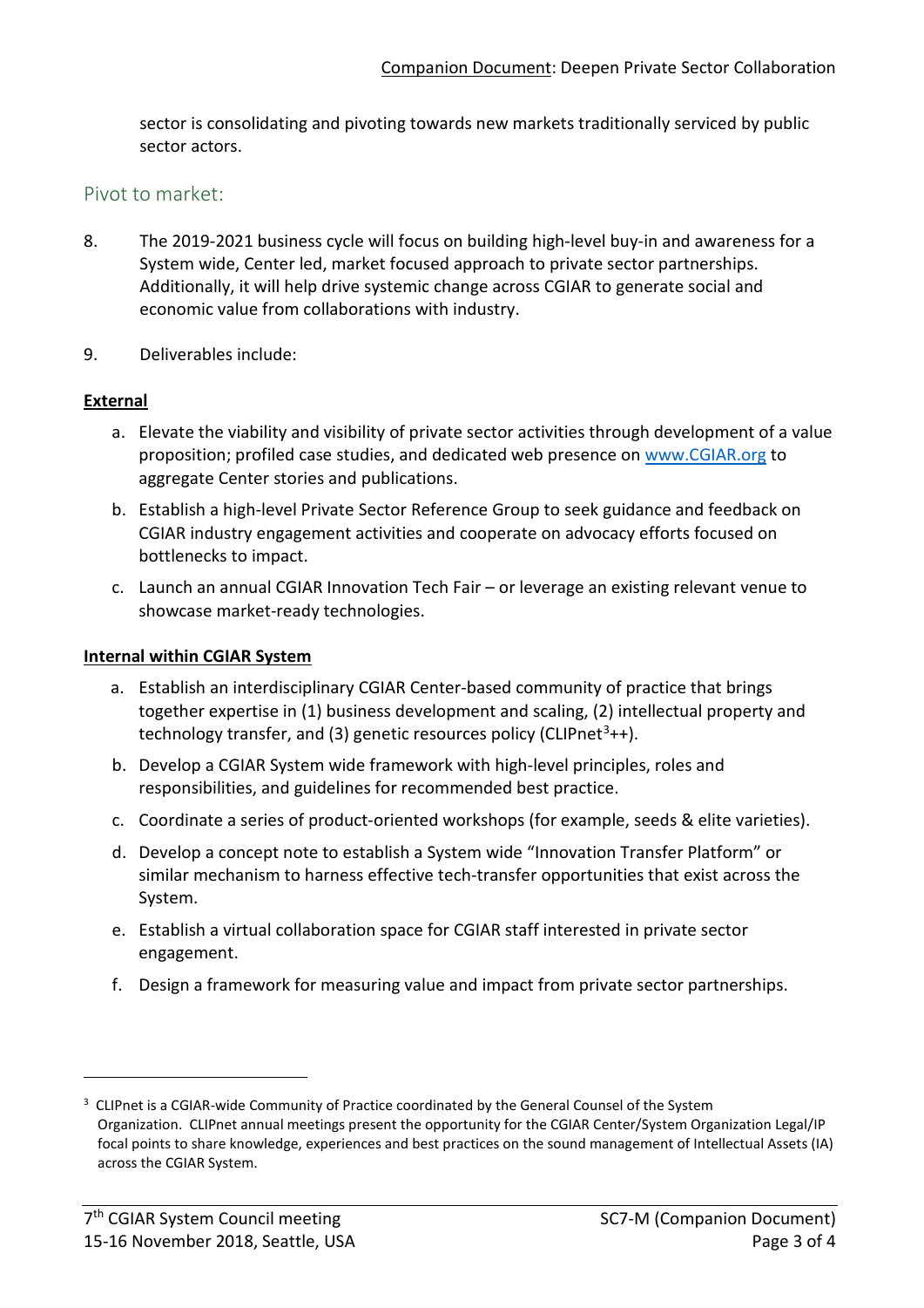sector is consolidating and pivoting towards new markets traditionally serviced by public sector actors.

## Pivot to market:

8. The 2019-2021 business cycle will focus on building high-level buy-in and awareness for a System wide, Center led, market focused approach to private sector partnerships. Additionally, it will help drive systemic change across CGIAR to generate social and economic value from collaborations with industry.

9. Deliverables include:

**External**

a. Elevate the viability and visibility of private sector activities through development of a value proposition; profiled case studies, and dedicated web presence on www.CGIAR.org to aggregate Center stories and publications.

b. Establish a high-level Private Sector Reference Group to seek guidance and feedback on CGIAR industry engagement activities and cooperate on advocacy efforts focused on bottlenecks to impact.

c. Launch an annual CGIAR Innovation Tech Fair – or leverage an existing relevant venue to showcase market-ready technologies.

**Internal within CGIAR System**

a. Establish an interdisciplinary CGIAR Center-based community of practice that brings together expertise in (1) business development and scaling, (2) intellectual property and technology transfer, and (3) genetic resources policy (CLIPnet[3]++).

b. Develop a CGIAR System wide framework with high-level principles, roles and responsibilities, and guidelines for recommended best practice.

c. Coordinate a series of product-oriented workshops (for example, seeds & elite varieties).

d. Develop a concept note to establish a System wide "Innovation Transfer Platform" or similar mechanism to harness effective tech-transfer opportunities that exist across the System.

e. Establish a virtual collaboration space for CGIAR staff interested in private sector engagement.

f. Design a framework for measuring value and impact from private sector partnerships.

---

[3] CLIPnet is a CGIAR-wide Community of Practice coordinated by the General Counsel of the System Organization. CLIPnet annual meetings present the opportunity for the CGIAR Center/System Organization Legal/IP focal points to share knowledge, experiences and best practices on the sound management of Intellectual Assets (IA) across the CGIAR System.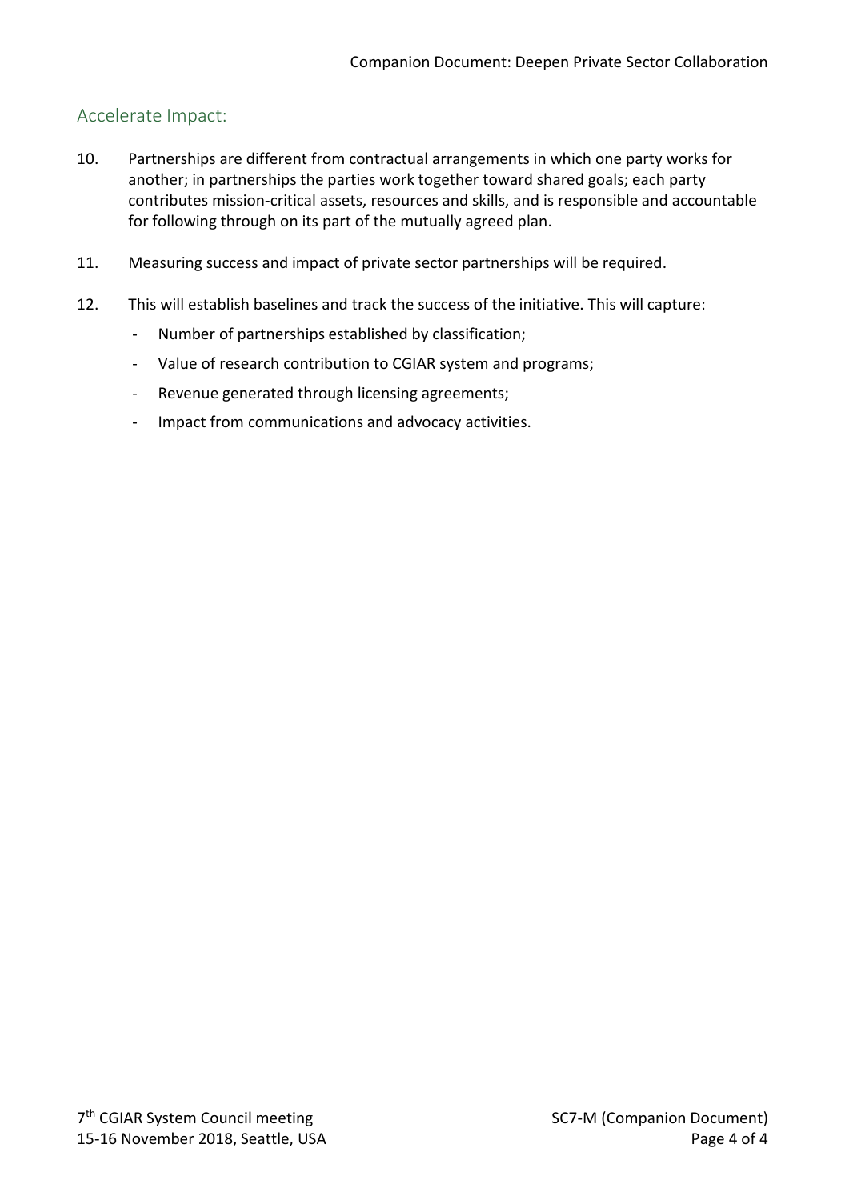## Accelerate Impact:

10. Partnerships are different from contractual arrangements in which one party works for another; in partnerships the parties work together toward shared goals; each party contributes mission-critical assets, resources and skills, and is responsible and accountable for following through on its part of the mutually agreed plan.

11. Measuring success and impact of private sector partnerships will be required.

12. This will establish baselines and track the success of the initiative. This will capture:
    - Number of partnerships established by classification;
    - Value of research contribution to CGIAR system and programs;
    - Revenue generated through licensing agreements;
    - Impact from communications and advocacy activities.